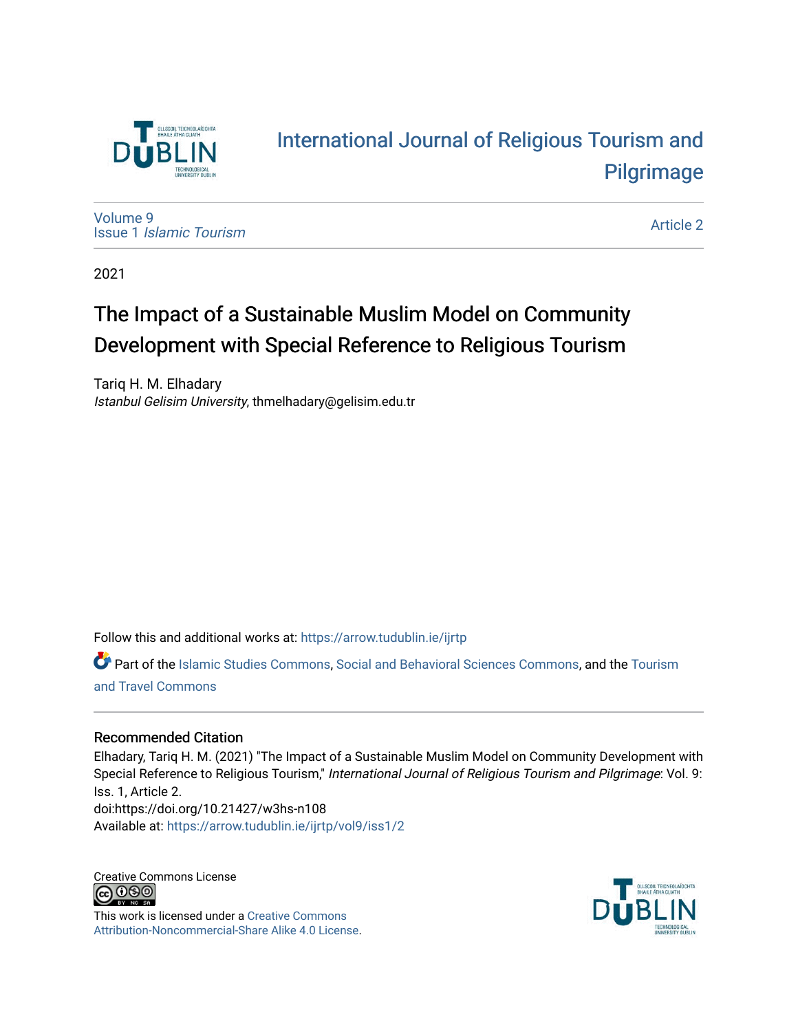International Journal of Religious Tourism and Pilgrimage

Volume 9
Issue 1 *Islamic Tourism*

Article 2

2021

# The Impact of a Sustainable Muslim Model on Community Development with Special Reference to Religious Tourism

Tariq H. M. Elhadary
*Istanbul Gelisim University*, thmelhadary@gelisim.edu.tr

Follow this and additional works at: https://arrow.tudublin.ie/ijrtp

Part of the Islamic Studies Commons, Social and Behavioral Sciences Commons, and the Tourism and Travel Commons

## Recommended Citation

Elhadary, Tariq H. M. (2021) "The Impact of a Sustainable Muslim Model on Community Development with Special Reference to Religious Tourism," *International Journal of Religious Tourism and Pilgrimage*: Vol. 9: Iss. 1, Article 2.
doi:https://doi.org/10.21427/w3hs-n108
Available at: https://arrow.tudublin.ie/ijrtp/vol9/iss1/2

Creative Commons License

This work is licensed under a Creative Commons Attribution-Noncommercial-Share Alike 4.0 License.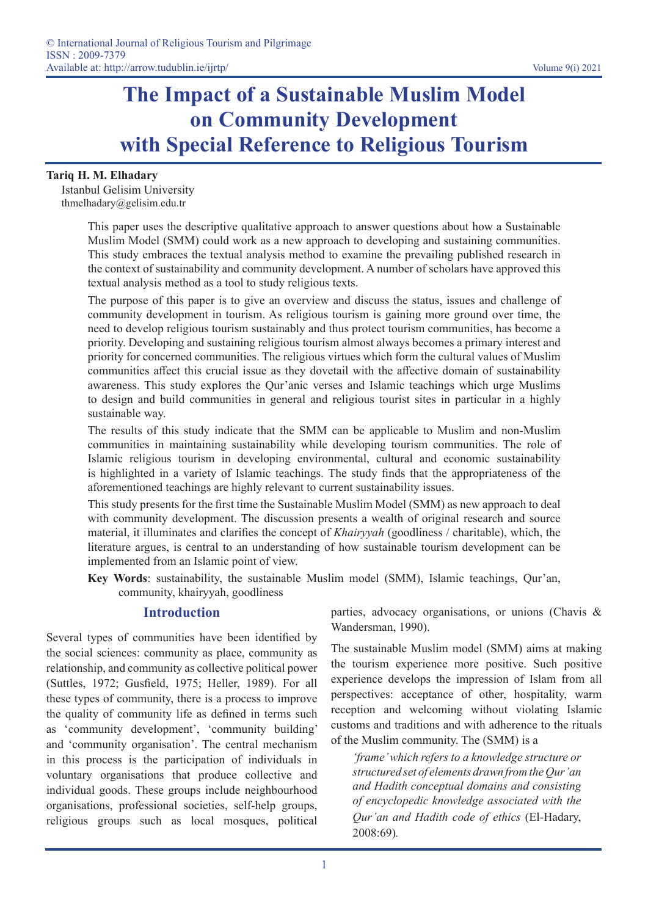# The Impact of a Sustainable Muslim Model on Community Development with Special Reference to Religious Tourism

**Tariq H. M. Elhadary**

Istanbul Gelisim University

thmelhadary@gelisim.edu.tr

This paper uses the descriptive qualitative approach to answer questions about how a Sustainable Muslim Model (SMM) could work as a new approach to developing and sustaining communities. This study embraces the textual analysis method to examine the prevailing published research in the context of sustainability and community development. A number of scholars have approved this textual analysis method as a tool to study religious texts.

The purpose of this paper is to give an overview and discuss the status, issues and challenge of community development in tourism. As religious tourism is gaining more ground over time, the need to develop religious tourism sustainably and thus protect tourism communities, has become a priority. Developing and sustaining religious tourism almost always becomes a primary interest and priority for concerned communities. The religious virtues which form the cultural values of Muslim communities affect this crucial issue as they dovetail with the affective domain of sustainability awareness. This study explores the Qur'anic verses and Islamic teachings which urge Muslims to design and build communities in general and religious tourist sites in particular in a highly sustainable way.

The results of this study indicate that the SMM can be applicable to Muslim and non-Muslim communities in maintaining sustainability while developing tourism communities. The role of Islamic religious tourism in developing environmental, cultural and economic sustainability is highlighted in a variety of Islamic teachings. The study finds that the appropriateness of the aforementioned teachings are highly relevant to current sustainability issues.

This study presents for the first time the Sustainable Muslim Model (SMM) as new approach to deal with community development. The discussion presents a wealth of original research and source material, it illuminates and clarifies the concept of *Khairyyah* (goodliness / charitable), which, the literature argues, is central to an understanding of how sustainable tourism development can be implemented from an Islamic point of view.

**Key Words**: sustainability, the sustainable Muslim model (SMM), Islamic teachings, Qur'an, community, khairyyah, goodliness

## Introduction

Several types of communities have been identified by the social sciences: community as place, community as relationship, and community as collective political power (Suttles, 1972; Gusfield, 1975; Heller, 1989). For all these types of community, there is a process to improve the quality of community life as defined in terms such as 'community development', 'community building' and 'community organisation'. The central mechanism in this process is the participation of individuals in voluntary organisations that produce collective and individual goods. These groups include neighbourhood organisations, professional societies, self-help groups, religious groups such as local mosques, political parties, advocacy organisations, or unions (Chavis & Wandersman, 1990).

The sustainable Muslim model (SMM) aims at making the tourism experience more positive. Such positive experience develops the impression of Islam from all perspectives: acceptance of other, hospitality, warm reception and welcoming without violating Islamic customs and traditions and with adherence to the rituals of the Muslim community. The (SMM) is a

> *'frame' which refers to a knowledge structure or structured set of elements drawn from the Qur'an and Hadith conceptual domains and consisting of encyclopedic knowledge associated with the Qur'an and Hadith code of ethics* (El-Hadary, 2008:69).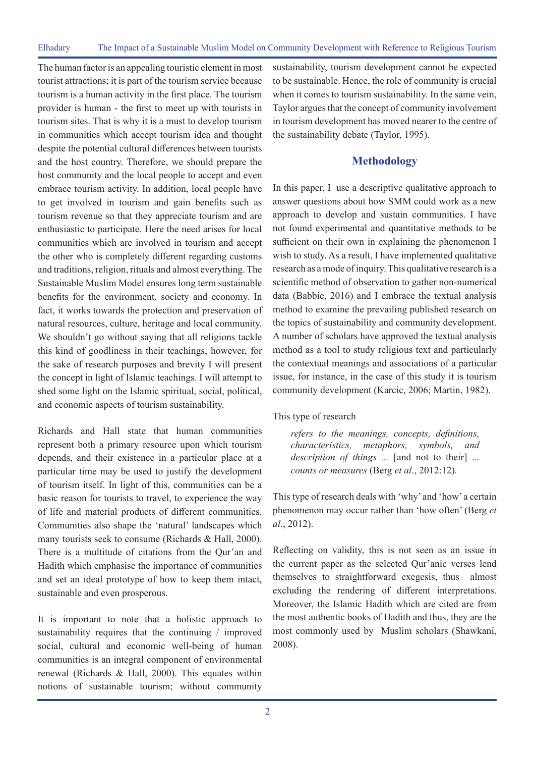The human factor is an appealing touristic element in most tourist attractions; it is part of the tourism service because tourism is a human activity in the first place. The tourism provider is human - the first to meet up with tourists in tourism sites. That is why it is a must to develop tourism in communities which accept tourism idea and thought despite the potential cultural differences between tourists and the host country. Therefore, we should prepare the host community and the local people to accept and even embrace tourism activity. In addition, local people have to get involved in tourism and gain benefits such as tourism revenue so that they appreciate tourism and are enthusiastic to participate. Here the need arises for local communities which are involved in tourism and accept the other who is completely different regarding customs and traditions, religion, rituals and almost everything. The Sustainable Muslim Model ensures long term sustainable benefits for the environment, society and economy. In fact, it works towards the protection and preservation of natural resources, culture, heritage and local community. We shouldn't go without saying that all religions tackle this kind of goodliness in their teachings, however, for the sake of research purposes and brevity I will present the concept in light of Islamic teachings. I will attempt to shed some light on the Islamic spiritual, social, political, and economic aspects of tourism sustainability.

Richards and Hall state that human communities represent both a primary resource upon which tourism depends, and their existence in a particular place at a particular time may be used to justify the development of tourism itself. In light of this, communities can be a basic reason for tourists to travel, to experience the way of life and material products of different communities. Communities also shape the 'natural' landscapes which many tourists seek to consume (Richards & Hall, 2000). There is a multitude of citations from the Qur'an and Hadith which emphasise the importance of communities and set an ideal prototype of how to keep them intact, sustainable and even prosperous.

It is important to note that a holistic approach to sustainability requires that the continuing / improved social, cultural and economic well-being of human communities is an integral component of environmental renewal (Richards & Hall, 2000). This equates within notions of sustainable tourism; without community sustainability, tourism development cannot be expected to be sustainable. Hence, the role of community is crucial when it comes to tourism sustainability. In the same vein, Taylor argues that the concept of community involvement in tourism development has moved nearer to the centre of the sustainability debate (Taylor, 1995).

## Methodology

In this paper, I use a descriptive qualitative approach to answer questions about how SMM could work as a new approach to develop and sustain communities. I have not found experimental and quantitative methods to be sufficient on their own in explaining the phenomenon I wish to study. As a result, I have implemented qualitative research as a mode of inquiry. This qualitative research is a scientific method of observation to gather non-numerical data (Babbie, 2016) and I embrace the textual analysis method to examine the prevailing published research on the topics of sustainability and community development. A number of scholars have approved the textual analysis method as a tool to study religious text and particularly the contextual meanings and associations of a particular issue, for instance, in the case of this study it is tourism community development (Karcic, 2006; Martin, 1982).

This type of research

> *refers to the meanings, concepts, definitions, characteristics, metaphors, symbols, and description of things ...* [and not to their] ... *counts or measures* (Berg *et al*., 2012:12).

This type of research deals with 'why' and 'how' a certain phenomenon may occur rather than 'how often' (Berg *et al*., 2012).

Reflecting on validity, this is not seen as an issue in the current paper as the selected Qur'anic verses lend themselves to straightforward exegesis, thus almost excluding the rendering of different interpretations. Moreover, the Islamic Hadith which are cited are from the most authentic books of Hadith and thus, they are the most commonly used by Muslim scholars (Shawkani, 2008).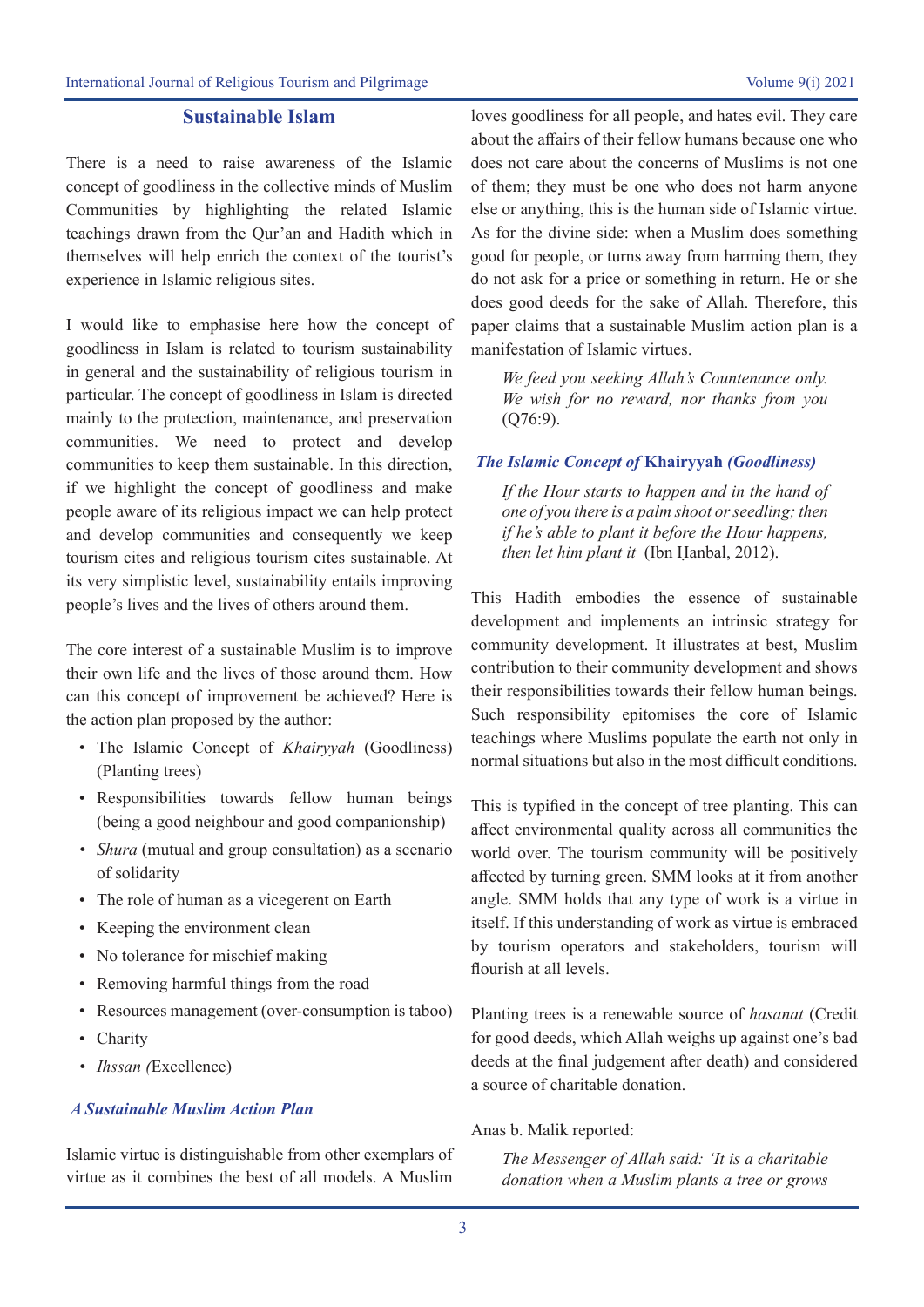## Sustainable Islam

There is a need to raise awareness of the Islamic concept of goodliness in the collective minds of Muslim Communities by highlighting the related Islamic teachings drawn from the Qur'an and Hadith which in themselves will help enrich the context of the tourist's experience in Islamic religious sites.

I would like to emphasise here how the concept of goodliness in Islam is related to tourism sustainability in general and the sustainability of religious tourism in particular. The concept of goodliness in Islam is directed mainly to the protection, maintenance, and preservation communities. We need to protect and develop communities to keep them sustainable. In this direction, if we highlight the concept of goodliness and make people aware of its religious impact we can help protect and develop communities and consequently we keep tourism cites and religious tourism cites sustainable. At its very simplistic level, sustainability entails improving people's lives and the lives of others around them.

The core interest of a sustainable Muslim is to improve their own life and the lives of those around them. How can this concept of improvement be achieved? Here is the action plan proposed by the author:

- The Islamic Concept of *Khairyyah* (Goodliness) (Planting trees)
- Responsibilities towards fellow human beings (being a good neighbour and good companionship)
- *Shura* (mutual and group consultation) as a scenario of solidarity
- The role of human as a vicegerent on Earth
- Keeping the environment clean
- No tolerance for mischief making
- Removing harmful things from the road
- Resources management (over-consumption is taboo)
- Charity
- *Ihssan (*Excellence)

### *A Sustainable Muslim Action Plan*

Islamic virtue is distinguishable from other exemplars of virtue as it combines the best of all models. A Muslim loves goodliness for all people, and hates evil. They care about the affairs of their fellow humans because one who does not care about the concerns of Muslims is not one of them; they must be one who does not harm anyone else or anything, this is the human side of Islamic virtue. As for the divine side: when a Muslim does something good for people, or turns away from harming them, they do not ask for a price or something in return. He or she does good deeds for the sake of Allah. Therefore, this paper claims that a sustainable Muslim action plan is a manifestation of Islamic virtues.

> *We feed you seeking Allah's Countenance only. We wish for no reward, nor thanks from you* (Q76:9).

### *The Islamic Concept of* Khairyyah *(Goodliness)*

> *If the Hour starts to happen and in the hand of one of you there is a palm shoot or seedling; then if he's able to plant it before the Hour happens, then let him plant it* (Ibn Ḥanbal, 2012).

This Hadith embodies the essence of sustainable development and implements an intrinsic strategy for community development. It illustrates at best, Muslim contribution to their community development and shows their responsibilities towards their fellow human beings. Such responsibility epitomises the core of Islamic teachings where Muslims populate the earth not only in normal situations but also in the most difficult conditions.

This is typified in the concept of tree planting. This can affect environmental quality across all communities the world over. The tourism community will be positively affected by turning green. SMM looks at it from another angle. SMM holds that any type of work is a virtue in itself. If this understanding of work as virtue is embraced by tourism operators and stakeholders, tourism will flourish at all levels.

Planting trees is a renewable source of *hasanat* (Credit for good deeds, which Allah weighs up against one's bad deeds at the final judgement after death) and considered a source of charitable donation.

Anas b. Malik reported:

> *The Messenger of Allah said: 'It is a charitable donation when a Muslim plants a tree or grows*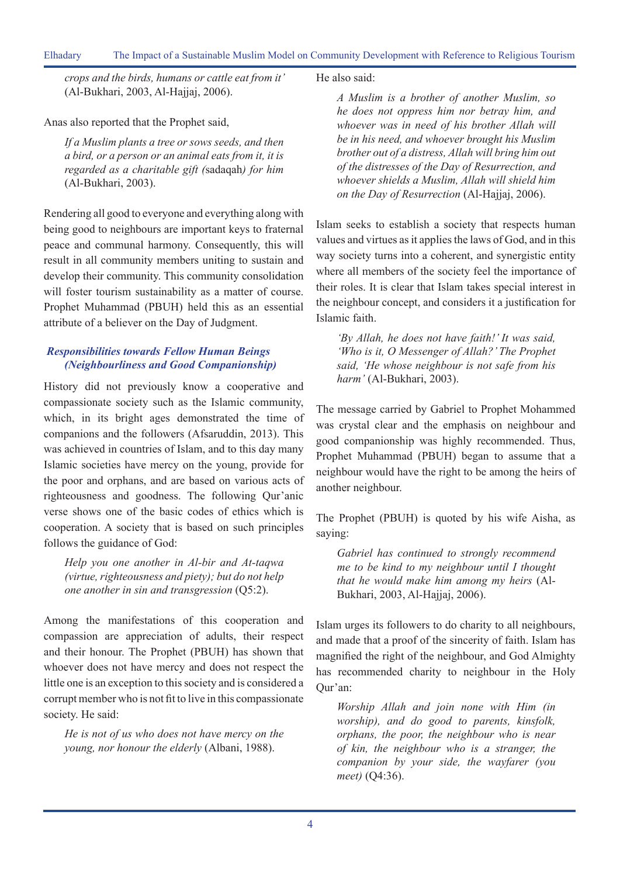*crops and the birds, humans or cattle eat from it'* (Al-Bukhari, 2003, Al-Hajjaj, 2006).

Anas also reported that the Prophet said,

> *If a Muslim plants a tree or sows seeds, and then a bird, or a person or an animal eats from it, it is regarded as a charitable gift (*sadaqah*) for him* (Al-Bukhari, 2003).

Rendering all good to everyone and everything along with being good to neighbours are important keys to fraternal peace and communal harmony. Consequently, this will result in all community members uniting to sustain and develop their community. This community consolidation will foster tourism sustainability as a matter of course. Prophet Muhammad (PBUH) held this as an essential attribute of a believer on the Day of Judgment.

### *Responsibilities towards Fellow Human Beings (Neighbourliness and Good Companionship)*

History did not previously know a cooperative and compassionate society such as the Islamic community, which, in its bright ages demonstrated the time of companions and the followers (Afsaruddin, 2013). This was achieved in countries of Islam, and to this day many Islamic societies have mercy on the young, provide for the poor and orphans, and are based on various acts of righteousness and goodness. The following Qur'anic verse shows one of the basic codes of ethics which is cooperation. A society that is based on such principles follows the guidance of God:

> *Help you one another in Al-bir and At-taqwa (virtue, righteousness and piety); but do not help one another in sin and transgression* (Q5:2).

Among the manifestations of this cooperation and compassion are appreciation of adults, their respect and their honour. The Prophet (PBUH) has shown that whoever does not have mercy and does not respect the little one is an exception to this society and is considered a corrupt member who is not fit to live in this compassionate society. He said:

> *He is not of us who does not have mercy on the young, nor honour the elderly* (Albani, 1988).

He also said:

> *A Muslim is a brother of another Muslim, so he does not oppress him nor betray him, and whoever was in need of his brother Allah will be in his need, and whoever brought his Muslim brother out of a distress, Allah will bring him out of the distresses of the Day of Resurrection, and whoever shields a Muslim, Allah will shield him on the Day of Resurrection* (Al-Hajjaj, 2006).

Islam seeks to establish a society that respects human values and virtues as it applies the laws of God, and in this way society turns into a coherent, and synergistic entity where all members of the society feel the importance of their roles. It is clear that Islam takes special interest in the neighbour concept, and considers it a justification for Islamic faith.

> *'By Allah, he does not have faith!' It was said, 'Who is it, O Messenger of Allah?' The Prophet said, 'He whose neighbour is not safe from his harm'* (Al-Bukhari, 2003).

The message carried by Gabriel to Prophet Mohammed was crystal clear and the emphasis on neighbour and good companionship was highly recommended. Thus, Prophet Muhammad (PBUH) began to assume that a neighbour would have the right to be among the heirs of another neighbour.

The Prophet (PBUH) is quoted by his wife Aisha, as saying:

> *Gabriel has continued to strongly recommend me to be kind to my neighbour until I thought that he would make him among my heirs* (Al-Bukhari, 2003, Al-Hajjaj, 2006).

Islam urges its followers to do charity to all neighbours, and made that a proof of the sincerity of faith. Islam has magnified the right of the neighbour, and God Almighty has recommended charity to neighbour in the Holy Qur'an:

> *Worship Allah and join none with Him (in worship), and do good to parents, kinsfolk, orphans, the poor, the neighbour who is near of kin, the neighbour who is a stranger, the companion by your side, the wayfarer (you meet)* (Q4:36).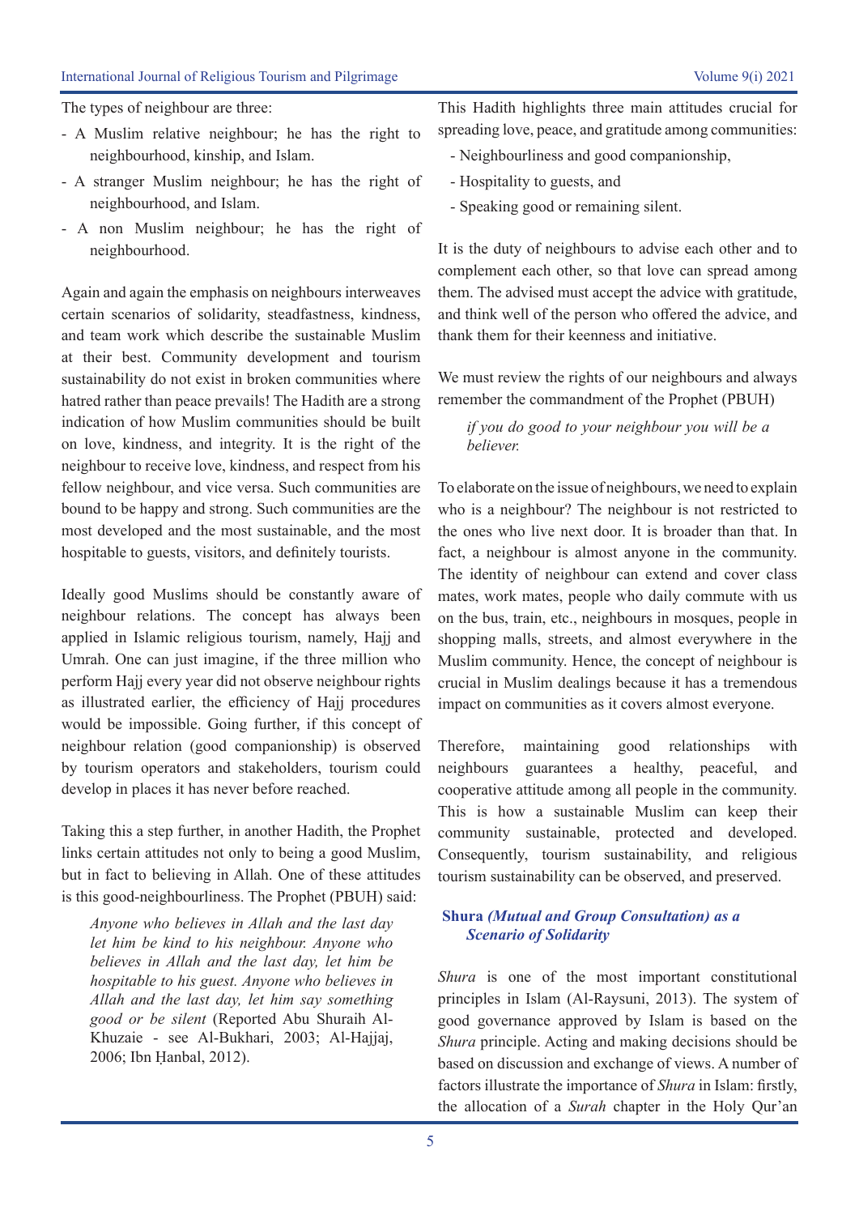The types of neighbour are three:

- A Muslim relative neighbour; he has the right to neighbourhood, kinship, and Islam.
- A stranger Muslim neighbour; he has the right of neighbourhood, and Islam.
- A non Muslim neighbour; he has the right of neighbourhood.

Again and again the emphasis on neighbours interweaves certain scenarios of solidarity, steadfastness, kindness, and team work which describe the sustainable Muslim at their best. Community development and tourism sustainability do not exist in broken communities where hatred rather than peace prevails! The Hadith are a strong indication of how Muslim communities should be built on love, kindness, and integrity. It is the right of the neighbour to receive love, kindness, and respect from his fellow neighbour, and vice versa. Such communities are bound to be happy and strong. Such communities are the most developed and the most sustainable, and the most hospitable to guests, visitors, and definitely tourists.

Ideally good Muslims should be constantly aware of neighbour relations. The concept has always been applied in Islamic religious tourism, namely, Hajj and Umrah. One can just imagine, if the three million who perform Hajj every year did not observe neighbour rights as illustrated earlier, the efficiency of Hajj procedures would be impossible. Going further, if this concept of neighbour relation (good companionship) is observed by tourism operators and stakeholders, tourism could develop in places it has never before reached.

Taking this a step further, in another Hadith, the Prophet links certain attitudes not only to being a good Muslim, but in fact to believing in Allah. One of these attitudes is this good-neighbourliness. The Prophet (PBUH) said:

> *Anyone who believes in Allah and the last day let him be kind to his neighbour. Anyone who believes in Allah and the last day, let him be hospitable to his guest. Anyone who believes in Allah and the last day, let him say something good or be silent* (Reported Abu Shuraih Al-Khuzaie - see Al-Bukhari, 2003; Al-Hajjaj, 2006; Ibn Ḥanbal, 2012).

This Hadith highlights three main attitudes crucial for spreading love, peace, and gratitude among communities:

- Neighbourliness and good companionship,
- Hospitality to guests, and
- Speaking good or remaining silent.

It is the duty of neighbours to advise each other and to complement each other, so that love can spread among them. The advised must accept the advice with gratitude, and think well of the person who offered the advice, and thank them for their keenness and initiative.

We must review the rights of our neighbours and always remember the commandment of the Prophet (PBUH)

> *if you do good to your neighbour you will be a believer.*

To elaborate on the issue of neighbours, we need to explain who is a neighbour? The neighbour is not restricted to the ones who live next door. It is broader than that. In fact, a neighbour is almost anyone in the community. The identity of neighbour can extend and cover class mates, work mates, people who daily commute with us on the bus, train, etc., neighbours in mosques, people in shopping malls, streets, and almost everywhere in the Muslim community. Hence, the concept of neighbour is crucial in Muslim dealings because it has a tremendous impact on communities as it covers almost everyone.

Therefore, maintaining good relationships with neighbours guarantees a healthy, peaceful, and cooperative attitude among all people in the community. This is how a sustainable Muslim can keep their community sustainable, protected and developed. Consequently, tourism sustainability, and religious tourism sustainability can be observed, and preserved.

### Shura *(Mutual and Group Consultation) as a Scenario of Solidarity*

*Shura* is one of the most important constitutional principles in Islam (Al-Raysuni, 2013). The system of good governance approved by Islam is based on the *Shura* principle. Acting and making decisions should be based on discussion and exchange of views. A number of factors illustrate the importance of *Shura* in Islam: firstly, the allocation of a *Surah* chapter in the Holy Qur'an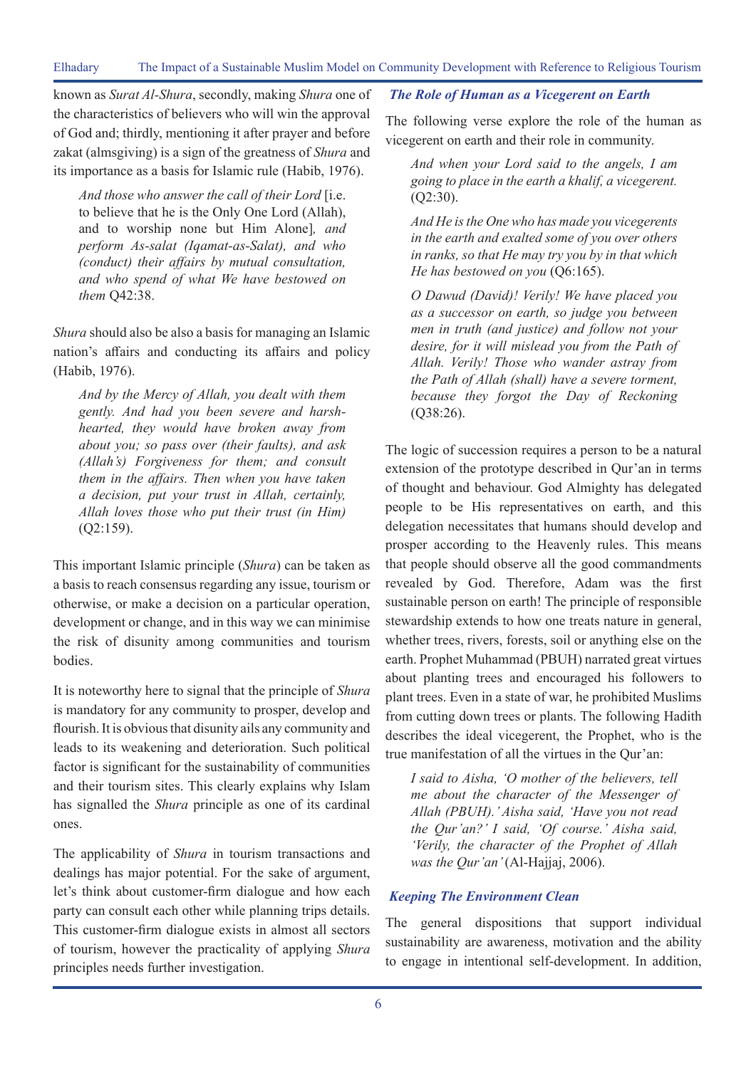known as *Surat Al-Shura*, secondly, making *Shura* one of the characteristics of believers who will win the approval of God and; thirdly, mentioning it after prayer and before zakat (almsgiving) is a sign of the greatness of *Shura* and its importance as a basis for Islamic rule (Habib, 1976).

> *And those who answer the call of their Lord* [i.e. to believe that he is the Only One Lord (Allah), and to worship none but Him Alone]*, and perform As-salat (Iqamat-as-Salat), and who (conduct) their affairs by mutual consultation, and who spend of what We have bestowed on them* Q42:38.

*Shura* should also be also a basis for managing an Islamic nation's affairs and conducting its affairs and policy (Habib, 1976).

> *And by the Mercy of Allah, you dealt with them gently. And had you been severe and harsh-hearted, they would have broken away from about you; so pass over (their faults), and ask (Allah's) Forgiveness for them; and consult them in the affairs. Then when you have taken a decision, put your trust in Allah, certainly, Allah loves those who put their trust (in Him)* (Q2:159).

This important Islamic principle (*Shura*) can be taken as a basis to reach consensus regarding any issue, tourism or otherwise, or make a decision on a particular operation, development or change, and in this way we can minimise the risk of disunity among communities and tourism bodies.

It is noteworthy here to signal that the principle of *Shura* is mandatory for any community to prosper, develop and flourish. It is obvious that disunity ails any community and leads to its weakening and deterioration. Such political factor is significant for the sustainability of communities and their tourism sites. This clearly explains why Islam has signalled the *Shura* principle as one of its cardinal ones.

The applicability of *Shura* in tourism transactions and dealings has major potential. For the sake of argument, let's think about customer-firm dialogue and how each party can consult each other while planning trips details. This customer-firm dialogue exists in almost all sectors of tourism, however the practicality of applying *Shura* principles needs further investigation.

### *The Role of Human as a Vicegerent on Earth*

The following verse explore the role of the human as vicegerent on earth and their role in community.

> *And when your Lord said to the angels, I am going to place in the earth a khalif, a vicegerent.* (Q2:30).

> *And He is the One who has made you vicegerents in the earth and exalted some of you over others in ranks, so that He may try you by in that which He has bestowed on you* (Q6:165).

> *O Dawud (David)! Verily! We have placed you as a successor on earth, so judge you between men in truth (and justice) and follow not your desire, for it will mislead you from the Path of Allah. Verily! Those who wander astray from the Path of Allah (shall) have a severe torment, because they forgot the Day of Reckoning* (Q38:26).

The logic of succession requires a person to be a natural extension of the prototype described in Qur'an in terms of thought and behaviour. God Almighty has delegated people to be His representatives on earth, and this delegation necessitates that humans should develop and prosper according to the Heavenly rules. This means that people should observe all the good commandments revealed by God. Therefore, Adam was the first sustainable person on earth! The principle of responsible stewardship extends to how one treats nature in general, whether trees, rivers, forests, soil or anything else on the earth. Prophet Muhammad (PBUH) narrated great virtues about planting trees and encouraged his followers to plant trees. Even in a state of war, he prohibited Muslims from cutting down trees or plants. The following Hadith describes the ideal vicegerent, the Prophet, who is the true manifestation of all the virtues in the Qur'an:

> *I said to Aisha, 'O mother of the believers, tell me about the character of the Messenger of Allah (PBUH).' Aisha said, 'Have you not read the Qur'an?' I said, 'Of course.' Aisha said, 'Verily, the character of the Prophet of Allah was the Qur'an'* (Al-Hajjaj, 2006).

### *Keeping The Environment Clean*

The general dispositions that support individual sustainability are awareness, motivation and the ability to engage in intentional self-development. In addition,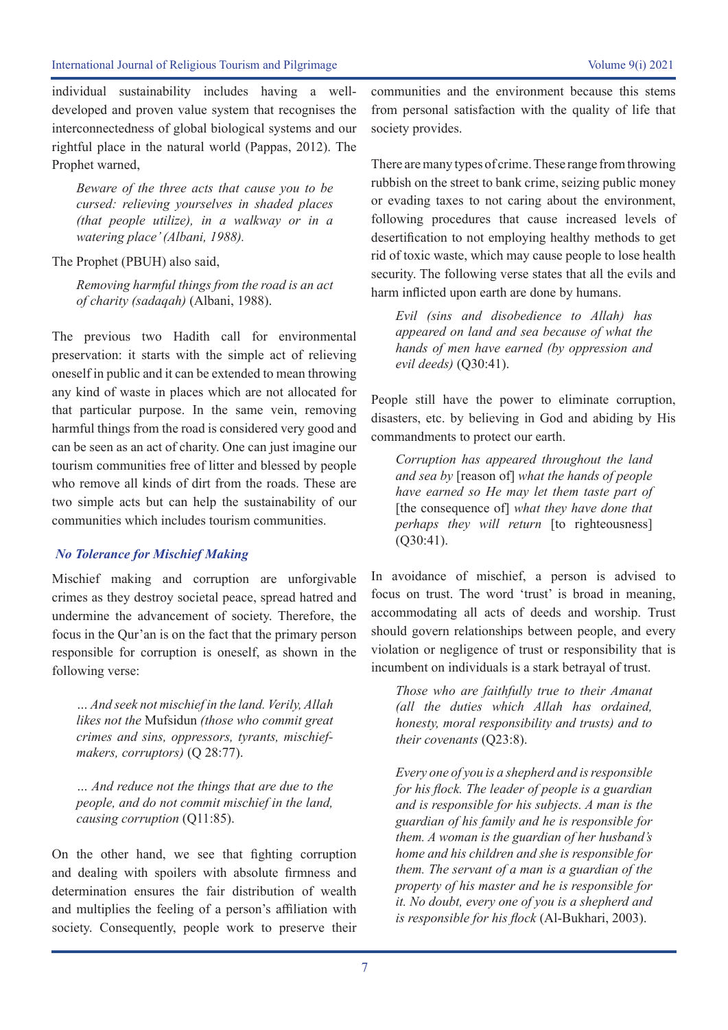individual sustainability includes having a well-developed and proven value system that recognises the interconnectedness of global biological systems and our rightful place in the natural world (Pappas, 2012). The Prophet warned,

> *Beware of the three acts that cause you to be cursed: relieving yourselves in shaded places (that people utilize), in a walkway or in a watering place' (Albani, 1988).*

The Prophet (PBUH) also said,

> *Removing harmful things from the road is an act of charity (sadaqah)* (Albani, 1988).

The previous two Hadith call for environmental preservation: it starts with the simple act of relieving oneself in public and it can be extended to mean throwing any kind of waste in places which are not allocated for that particular purpose. In the same vein, removing harmful things from the road is considered very good and can be seen as an act of charity. One can just imagine our tourism communities free of litter and blessed by people who remove all kinds of dirt from the roads. These are two simple acts but can help the sustainability of our communities which includes tourism communities.

### *No Tolerance for Mischief Making*

Mischief making and corruption are unforgivable crimes as they destroy societal peace, spread hatred and undermine the advancement of society. Therefore, the focus in the Qur'an is on the fact that the primary person responsible for corruption is oneself, as shown in the following verse:

> *… And seek not mischief in the land. Verily, Allah likes not the* Mufsidun *(those who commit great crimes and sins, oppressors, tyrants, mischief-makers, corruptors)* (Q 28:77).

> *… And reduce not the things that are due to the people, and do not commit mischief in the land, causing corruption* (Q11:85).

On the other hand, we see that fighting corruption and dealing with spoilers with absolute firmness and determination ensures the fair distribution of wealth and multiplies the feeling of a person's affiliation with society. Consequently, people work to preserve their communities and the environment because this stems from personal satisfaction with the quality of life that society provides.

There are many types of crime. These range from throwing rubbish on the street to bank crime, seizing public money or evading taxes to not caring about the environment, following procedures that cause increased levels of desertification to not employing healthy methods to get rid of toxic waste, which may cause people to lose health security. The following verse states that all the evils and harm inflicted upon earth are done by humans.

> *Evil (sins and disobedience to Allah) has appeared on land and sea because of what the hands of men have earned (by oppression and evil deeds)* (Q30:41).

People still have the power to eliminate corruption, disasters, etc. by believing in God and abiding by His commandments to protect our earth.

> *Corruption has appeared throughout the land and sea by* [reason of] *what the hands of people have earned so He may let them taste part of* [the consequence of] *what they have done that perhaps they will return* [to righteousness] (Q30:41).

In avoidance of mischief, a person is advised to focus on trust. The word 'trust' is broad in meaning, accommodating all acts of deeds and worship. Trust should govern relationships between people, and every violation or negligence of trust or responsibility that is incumbent on individuals is a stark betrayal of trust.

> *Those who are faithfully true to their Amanat (all the duties which Allah has ordained, honesty, moral responsibility and trusts) and to their covenants* (Q23:8).

> *Every one of you is a shepherd and is responsible for his flock. The leader of people is a guardian and is responsible for his subjects. A man is the guardian of his family and he is responsible for them. A woman is the guardian of her husband's home and his children and she is responsible for them. The servant of a man is a guardian of the property of his master and he is responsible for it. No doubt, every one of you is a shepherd and is responsible for his flock* (Al-Bukhari, 2003).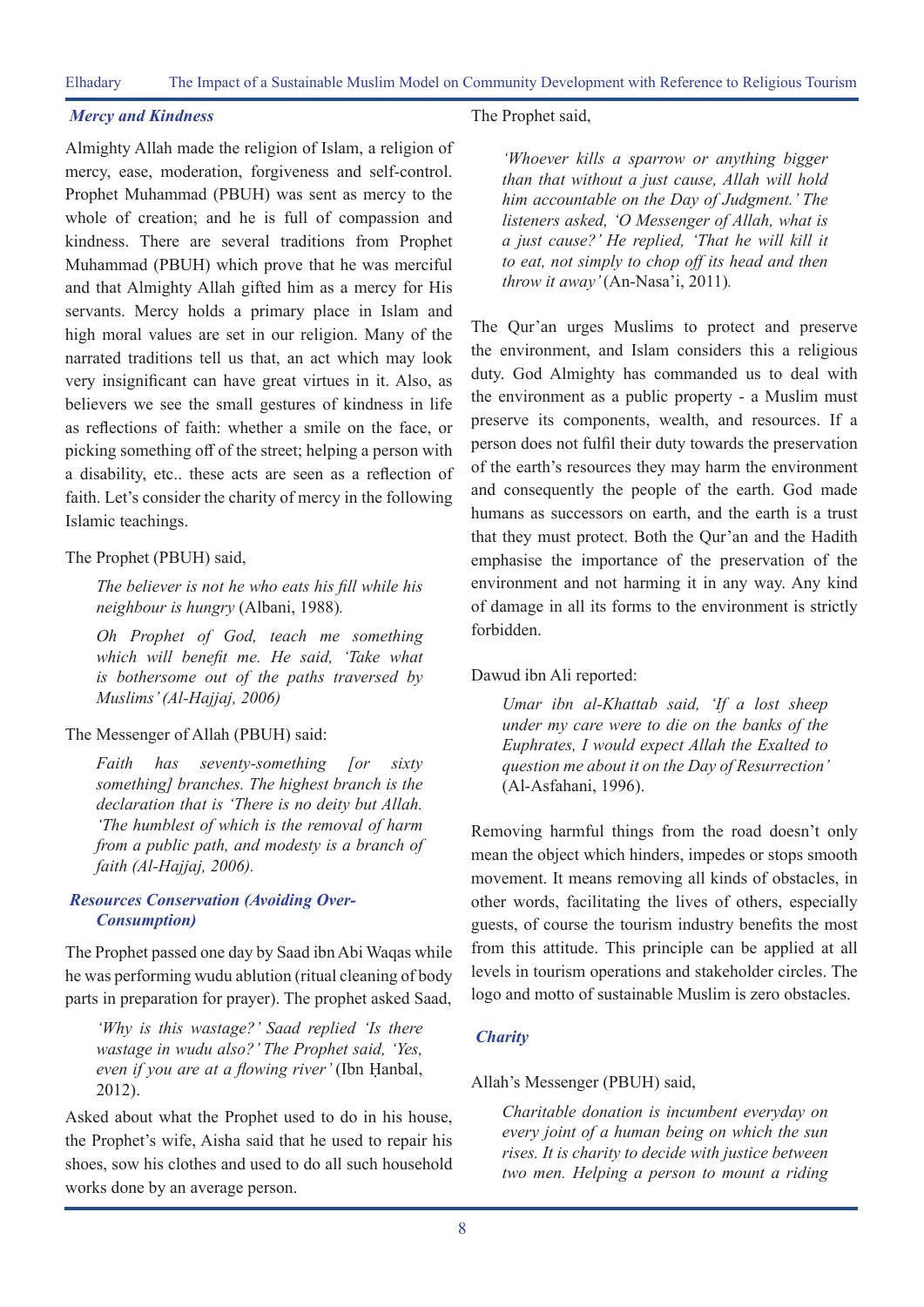### *Mercy and Kindness*

Almighty Allah made the religion of Islam, a religion of mercy, ease, moderation, forgiveness and self-control. Prophet Muhammad (PBUH) was sent as mercy to the whole of creation; and he is full of compassion and kindness. There are several traditions from Prophet Muhammad (PBUH) which prove that he was merciful and that Almighty Allah gifted him as a mercy for His servants. Mercy holds a primary place in Islam and high moral values are set in our religion. Many of the narrated traditions tell us that, an act which may look very insignificant can have great virtues in it. Also, as believers we see the small gestures of kindness in life as reflections of faith: whether a smile on the face, or picking something off of the street; helping a person with a disability, etc.. these acts are seen as a reflection of faith. Let's consider the charity of mercy in the following Islamic teachings.

The Prophet (PBUH) said,

> *The believer is not he who eats his fill while his neighbour is hungry* (Albani, 1988)*.*
>
> *Oh Prophet of God, teach me something which will benefit me. He said, 'Take what is bothersome out of the paths traversed by Muslims' (Al-Hajjaj, 2006)*

The Messenger of Allah (PBUH) said:

> *Faith has seventy-something [or sixty something] branches. The highest branch is the declaration that is 'There is no deity but Allah. 'The humblest of which is the removal of harm from a public path, and modesty is a branch of faith (Al-Hajjaj, 2006).*

### *Resources Conservation (Avoiding Over-Consumption)*

The Prophet passed one day by Saad ibn Abi Waqas while he was performing wudu ablution (ritual cleaning of body parts in preparation for prayer). The prophet asked Saad,

> *'Why is this wastage?' Saad replied 'Is there wastage in wudu also?' The Prophet said, 'Yes, even if you are at a flowing river'* (Ibn Ḥanbal, 2012).

Asked about what the Prophet used to do in his house, the Prophet's wife, Aisha said that he used to repair his shoes, sow his clothes and used to do all such household works done by an average person.

The Prophet said,

> *'Whoever kills a sparrow or anything bigger than that without a just cause, Allah will hold him accountable on the Day of Judgment.' The listeners asked, 'O Messenger of Allah, what is a just cause?' He replied, 'That he will kill it to eat, not simply to chop off its head and then throw it away'* (An-Nasa'i, 2011)*.*

The Qur'an urges Muslims to protect and preserve the environment, and Islam considers this a religious duty. God Almighty has commanded us to deal with the environment as a public property - a Muslim must preserve its components, wealth, and resources. If a person does not fulfil their duty towards the preservation of the earth's resources they may harm the environment and consequently the people of the earth. God made humans as successors on earth, and the earth is a trust that they must protect. Both the Qur'an and the Hadith emphasise the importance of the preservation of the environment and not harming it in any way. Any kind of damage in all its forms to the environment is strictly forbidden.

Dawud ibn Ali reported:

> *Umar ibn al-Khattab said, 'If a lost sheep under my care were to die on the banks of the Euphrates, I would expect Allah the Exalted to question me about it on the Day of Resurrection'* (Al-Asfahani, 1996).

Removing harmful things from the road doesn't only mean the object which hinders, impedes or stops smooth movement. It means removing all kinds of obstacles, in other words, facilitating the lives of others, especially guests, of course the tourism industry benefits the most from this attitude. This principle can be applied at all levels in tourism operations and stakeholder circles. The logo and motto of sustainable Muslim is zero obstacles.

### *Charity*

Allah's Messenger (PBUH) said,

> *Charitable donation is incumbent everyday on every joint of a human being on which the sun rises. It is charity to decide with justice between two men. Helping a person to mount a riding*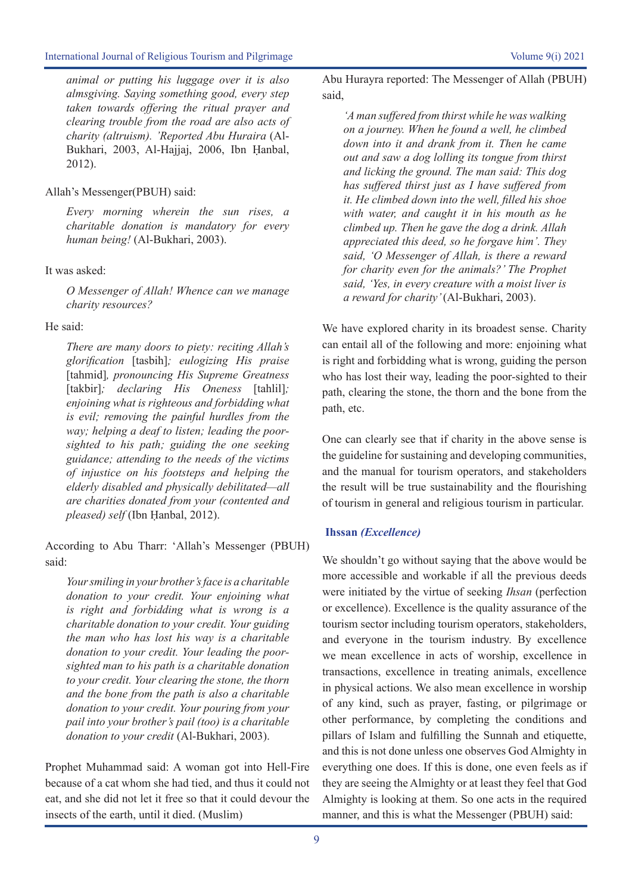> *animal or putting his luggage over it is also almsgiving. Saying something good, every step taken towards offering the ritual prayer and clearing trouble from the road are also acts of charity (altruism). 'Reported Abu Huraira* (Al-Bukhari, 2003, Al-Hajjaj, 2006, Ibn Ḥanbal, 2012).

Allah's Messenger(PBUH) said:

> *Every morning wherein the sun rises, a charitable donation is mandatory for every human being!* (Al-Bukhari, 2003).

It was asked:

> *O Messenger of Allah! Whence can we manage charity resources?*

He said:

> *There are many doors to piety: reciting Allah's glorification* [tasbih]*; eulogizing His praise* [tahmid]*, pronouncing His Supreme Greatness* [takbir]*; declaring His Oneness* [tahlil]*; enjoining what is righteous and forbidding what is evil; removing the painful hurdles from the way; helping a deaf to listen; leading the poor-sighted to his path; guiding the one seeking guidance; attending to the needs of the victims of injustice on his footsteps and helping the elderly disabled and physically debilitated—all are charities donated from your (contented and pleased) self* (Ibn Ḥanbal, 2012).

According to Abu Tharr: 'Allah's Messenger (PBUH) said:

> *Your smiling in your brother's face is a charitable donation to your credit. Your enjoining what is right and forbidding what is wrong is a charitable donation to your credit. Your guiding the man who has lost his way is a charitable donation to your credit. Your leading the poor-sighted man to his path is a charitable donation to your credit. Your clearing the stone, the thorn and the bone from the path is also a charitable donation to your credit. Your pouring from your pail into your brother's pail (too) is a charitable donation to your credit* (Al-Bukhari, 2003).

Prophet Muhammad said: A woman got into Hell-Fire because of a cat whom she had tied, and thus it could not eat, and she did not let it free so that it could devour the insects of the earth, until it died. (Muslim)

Abu Hurayra reported: The Messenger of Allah (PBUH) said,

> *'A man suffered from thirst while he was walking on a journey. When he found a well, he climbed down into it and drank from it. Then he came out and saw a dog lolling its tongue from thirst and licking the ground. The man said: This dog has suffered thirst just as I have suffered from it. He climbed down into the well, filled his shoe with water, and caught it in his mouth as he climbed up. Then he gave the dog a drink. Allah appreciated this deed, so he forgave him'. They said, 'O Messenger of Allah, is there a reward for charity even for the animals?' The Prophet said, 'Yes, in every creature with a moist liver is a reward for charity'* (Al-Bukhari, 2003).

We have explored charity in its broadest sense. Charity can entail all of the following and more: enjoining what is right and forbidding what is wrong, guiding the person who has lost their way, leading the poor-sighted to their path, clearing the stone, the thorn and the bone from the path, etc.

One can clearly see that if charity in the above sense is the guideline for sustaining and developing communities, and the manual for tourism operators, and stakeholders the result will be true sustainability and the flourishing of tourism in general and religious tourism in particular.

### Ihssan *(Excellence)*

We shouldn't go without saying that the above would be more accessible and workable if all the previous deeds were initiated by the virtue of seeking *Ihsan* (perfection or excellence). Excellence is the quality assurance of the tourism sector including tourism operators, stakeholders, and everyone in the tourism industry. By excellence we mean excellence in acts of worship, excellence in transactions, excellence in treating animals, excellence in physical actions. We also mean excellence in worship of any kind, such as prayer, fasting, or pilgrimage or other performance, by completing the conditions and pillars of Islam and fulfilling the Sunnah and etiquette, and this is not done unless one observes God Almighty in everything one does. If this is done, one even feels as if they are seeing the Almighty or at least they feel that God Almighty is looking at them. So one acts in the required manner, and this is what the Messenger (PBUH) said: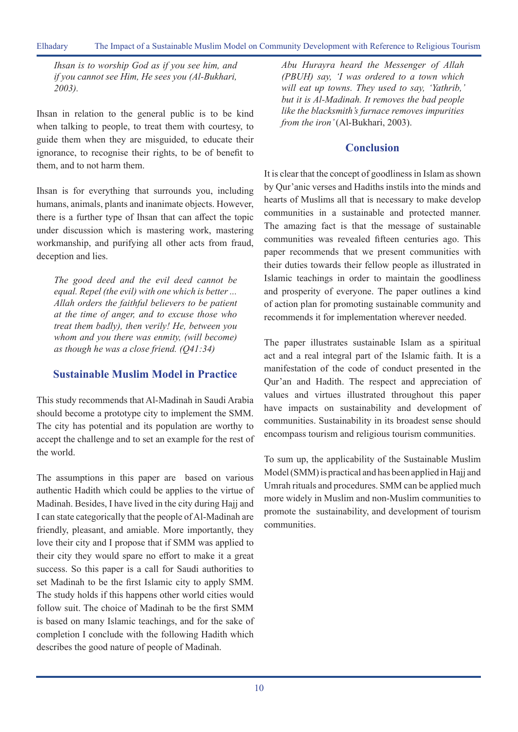*Ihsan is to worship God as if you see him, and if you cannot see Him, He sees you (Al-Bukhari, 2003).*

Ihsan in relation to the general public is to be kind when talking to people, to treat them with courtesy, to guide them when they are misguided, to educate their ignorance, to recognise their rights, to be of benefit to them, and to not harm them.

Ihsan is for everything that surrounds you, including humans, animals, plants and inanimate objects. However, there is a further type of Ihsan that can affect the topic under discussion which is mastering work, mastering workmanship, and purifying all other acts from fraud, deception and lies.

> *The good deed and the evil deed cannot be equal. Repel (the evil) with one which is better ... Allah orders the faithful believers to be patient at the time of anger, and to excuse who treat them badly), then verily! He, between you whom and you there was enmity, (will become) as though he was a close friend. (Q41:34)*

## Sustainable Muslim Model in Practice

This study recommends that Al-Madinah in Saudi Arabia should become a prototype city to implement the SMM. The city has potential and its population are worthy to accept the challenge and to set an example for the rest of the world.

The assumptions in this paper are based on various authentic Hadith which could be applies to the virtue of Madinah. Besides, I have lived in the city during Hajj and I can state categorically that the people of Al-Madinah are friendly, pleasant, and amiable. More importantly, they love their city and I propose that if SMM was applied to their city they would spare no effort to make it a great success. So this paper is a call for Saudi authorities to set Madinah to be the first Islamic city to apply SMM. The study holds if this happens other world cities would follow suit. The choice of Madinah to be the first SMM is based on many Islamic teachings, and for the sake of completion I conclude with the following Hadith which describes the good nature of people of Madinah.

> *Abu Hurayra heard the Messenger of Allah (PBUH) say, 'I was ordered to a town which will eat up towns. They used to say, 'Yathrib,' but it is Al-Madinah. It removes the bad people like the blacksmith's furnace removes impurities from the iron'* (Al-Bukhari, 2003).

## Conclusion

It is clear that the concept of goodliness in Islam as shown by Qur'anic verses and Hadiths instils into the minds and hearts of Muslims all that is necessary to make develop communities in a sustainable and protected manner. The amazing fact is that the message of sustainable communities was revealed fifteen centuries ago. This paper recommends that we present communities with their duties towards their fellow people as illustrated in Islamic teachings in order to maintain the goodliness and prosperity of everyone. The paper outlines a kind of action plan for promoting sustainable community and recommends it for implementation wherever needed.

The paper illustrates sustainable Islam as a spiritual act and a real integral part of the Islamic faith. It is a manifestation of the code of conduct presented in the Qur'an and Hadith. The respect and appreciation of values and virtues illustrated throughout this paper have impacts on sustainability and development of communities. Sustainability in its broadest sense should encompass tourism and religious tourism communities.

To sum up, the applicability of the Sustainable Muslim Model (SMM) is practical and has been applied in Hajj and Umrah rituals and procedures. SMM can be applied much more widely in Muslim and non-Muslim communities to promote the sustainability, and development of tourism communities.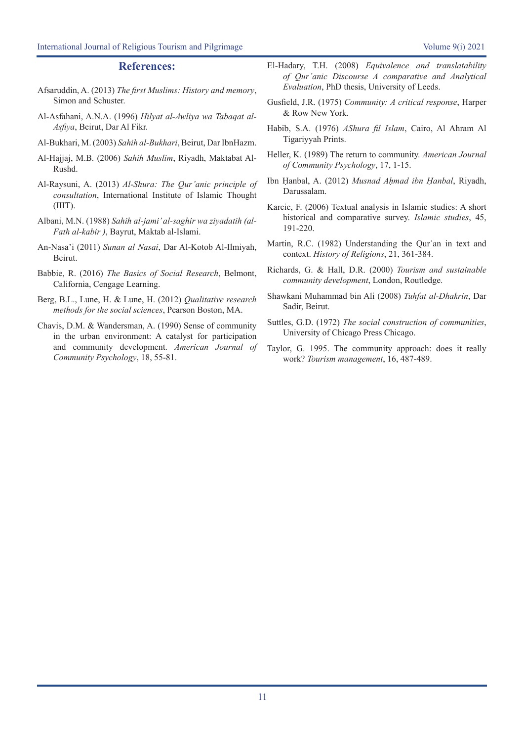## References:

Afsaruddin, A. (2013) *The first Muslims: History and memory*, Simon and Schuster.

Al-Asfahani, A.N.A. (1996) *Hilyat al-Awliya wa Tabaqat al-Asfiya*, Beirut, Dar Al Fikr.

Al-Bukhari, M. (2003) *Sahih al-Bukhari*, Beirut, Dar IbnHazm.

Al-Hajjaj, M.B. (2006) *Sahih Muslim*, Riyadh, Maktabat Al-Rushd.

Al-Raysuni, A. (2013) *Al-Shura: The Qur'anic principle of consultation*, International Institute of Islamic Thought (IIIT).

Albani, M.N. (1988) *Sahih al-jami' al-saghir wa ziyadatih (al-Fath al-kabir )*, Bayrut, Maktab al-Islami.

An-Nasa'i (2011) *Sunan al Nasai*, Dar Al-Kotob Al-Ilmiyah, Beirut.

Babbie, R. (2016) *The Basics of Social Research*, Belmont, California, Cengage Learning.

Berg, B.L., Lune, H. & Lune, H. (2012) *Qualitative research methods for the social sciences*, Pearson Boston, MA.

Chavis, D.M. & Wandersman, A. (1990) Sense of community in the urban environment: A catalyst for participation and community development. *American Journal of Community Psychology*, 18, 55-81.

El-Hadary, T.H. (2008) *Equivalence and translatability of Qur'anic Discourse A comparative and Analytical Evaluation*, PhD thesis, University of Leeds.

Gusfield, J.R. (1975) *Community: A critical response*, Harper & Row New York.

Habib, S.A. (1976) *AShura fil Islam*, Cairo, Al Ahram Al Tigariyyah Prints.

Heller, K. (1989) The return to community. *American Journal of Community Psychology*, 17, 1-15.

Ibn Ḥanbal, A. (2012) *Musnad Aḥmad ibn Ḥanbal*, Riyadh, Darussalam.

Karcic, F. (2006) Textual analysis in Islamic studies: A short historical and comparative survey. *Islamic studies*, 45, 191-220.

Martin, R.C. (1982) Understanding the Qurʾan in text and context. *History of Religions*, 21, 361-384.

Richards, G. & Hall, D.R. (2000) *Tourism and sustainable community development*, London, Routledge.

Shawkani Muhammad bin Ali (2008) *Tuhfat al-Dhakrin*, Dar Sadir, Beirut.

Suttles, G.D. (1972) *The social construction of communities*, University of Chicago Press Chicago.

Taylor, G. 1995. The community approach: does it really work? *Tourism management*, 16, 487-489.